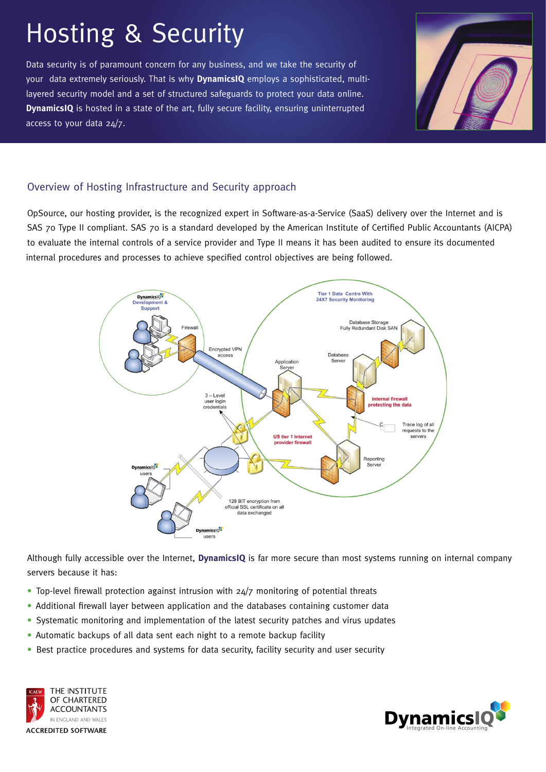# Hosting & Security

Data security is of paramount concern for any business, and we take the security of your data extremely seriously. That is why **DynamicsIQ** employs a sophisticated, multi-layered security model and a set of structured safeguards to protect your data online. **DynamicsIQ** is hosted in a state of the art, fully secure facility, ensuring uninterrupted access to your data 24/7.

## Overview of Hosting Infrastructure and Security approach

OpSource, our hosting provider, is the recognized expert in Software-as-a-Service (SaaS) delivery over the Internet and is SAS 70 Type II compliant. SAS 70 is a standard developed by the American Institute of Certified Public Accountants (AICPA) to evaluate the internal controls of a service provider and Type II means it has been audited to ensure its documented internal procedures and processes to achieve specified control objectives are being followed.

DynamicsIQ Development & Support

Firewall

Encrypted VPN access

3 – Level user login credentials

Tier 1 Data Centre With 24X7 Security Monitoring

Database Storage Fully Redundant Disk SAN

Database Server

Application Server

Internal firewall protecting the data

Trace log of all requests to the servers

US tier 1 internet provider firewall

Reporting Server

DynamicsIQ users

128 BIT encryption from official SSL certificate on all data exchanged

DynamicsIQ users

Although fully accessible over the Internet, **DynamicsIQ** is far more secure than most systems running on internal company servers because it has:

- Top-level firewall protection against intrusion with 24/7 monitoring of potential threats
- Additional firewall layer between application and the databases containing customer data
- Systematic monitoring and implementation of the latest security patches and virus updates
- Automatic backups of all data sent each night to a remote backup facility
- Best practice procedures and systems for data security, facility security and user security

ICAEW THE INSTITUTE OF CHARTERED ACCOUNTANTS IN ENGLAND AND WALES
ACCREDITED SOFTWARE

DynamicsIQ Integrated On-line Accounting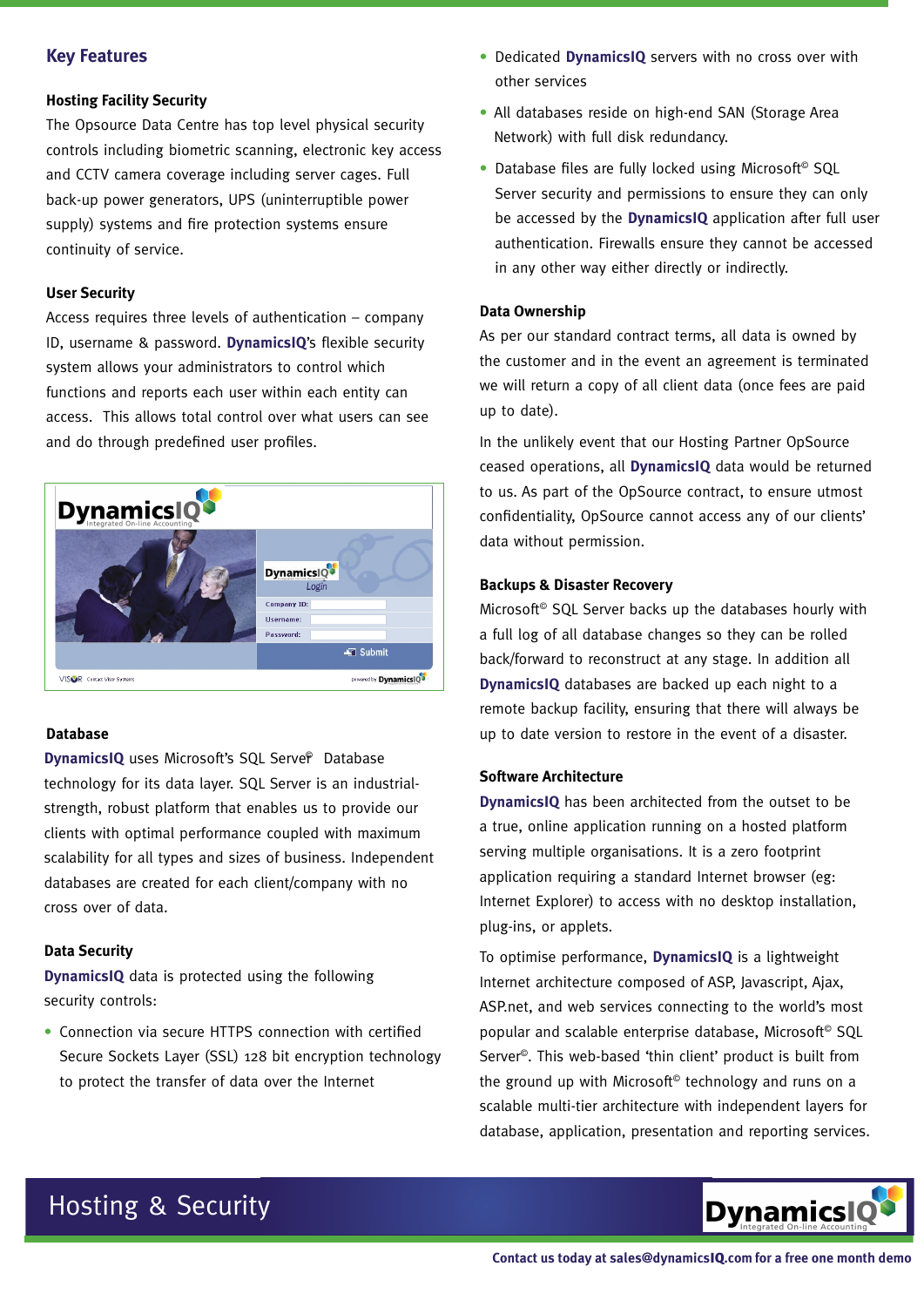## Key Features

### Hosting Facility Security

The Opsource Data Centre has top level physical security controls including biometric scanning, electronic key access and CCTV camera coverage including server cages. Full back-up power generators, UPS (uninterruptible power supply) systems and fire protection systems ensure continuity of service.

### User Security

Access requires three levels of authentication – company ID, username & password. **DynamicsIQ**'s flexible security system allows your administrators to control which functions and reports each user within each entity can access. This allows total control over what users can see and do through predefined user profiles.

### Database

**DynamicsIQ** uses Microsoft's SQL Server© Database technology for its data layer. SQL Server is an industrial-strength, robust platform that enables us to provide our clients with optimal performance coupled with maximum scalability for all types and sizes of business. Independent databases are created for each client/company with no cross over of data.

### Data Security

**DynamicsIQ** data is protected using the following security controls:

- Connection via secure HTTPS connection with certified Secure Sockets Layer (SSL) 128 bit encryption technology to protect the transfer of data over the Internet
- Dedicated **DynamicsIQ** servers with no cross over with other services
- All databases reside on high-end SAN (Storage Area Network) with full disk redundancy.
- Database files are fully locked using Microsoft© SQL Server security and permissions to ensure they can only be accessed by the **DynamicsIQ** application after full user authentication. Firewalls ensure they cannot be accessed in any other way either directly or indirectly.

### Data Ownership

As per our standard contract terms, all data is owned by the customer and in the event an agreement is terminated we will return a copy of all client data (once fees are paid up to date).

In the unlikely event that our Hosting Partner OpSource ceased operations, all **DynamicsIQ** data would be returned to us. As part of the OpSource contract, to ensure utmost confidentiality, OpSource cannot access any of our clients' data without permission.

### Backups & Disaster Recovery

Microsoft© SQL Server backs up the databases hourly with a full log of all database changes so they can be rolled back/forward to reconstruct at any stage. In addition all **DynamicsIQ** databases are backed up each night to a remote backup facility, ensuring that there will always be up to date version to restore in the event of a disaster.

### Software Architecture

**DynamicsIQ** has been architected from the outset to be a true, online application running on a hosted platform serving multiple organisations. It is a zero footprint application requiring a standard Internet browser (eg: Internet Explorer) to access with no desktop installation, plug-ins, or applets.

To optimise performance, **DynamicsIQ** is a lightweight Internet architecture composed of ASP, Javascript, Ajax, ASP.net, and web services connecting to the world's most popular and scalable enterprise database, Microsoft© SQL Server©. This web-based 'thin client' product is built from the ground up with Microsoft© technology and runs on a scalable multi-tier architecture with independent layers for database, application, presentation and reporting services.

## Hosting & Security

**Contact us today at sales@dynamicsIQ.com for a free one month demo**